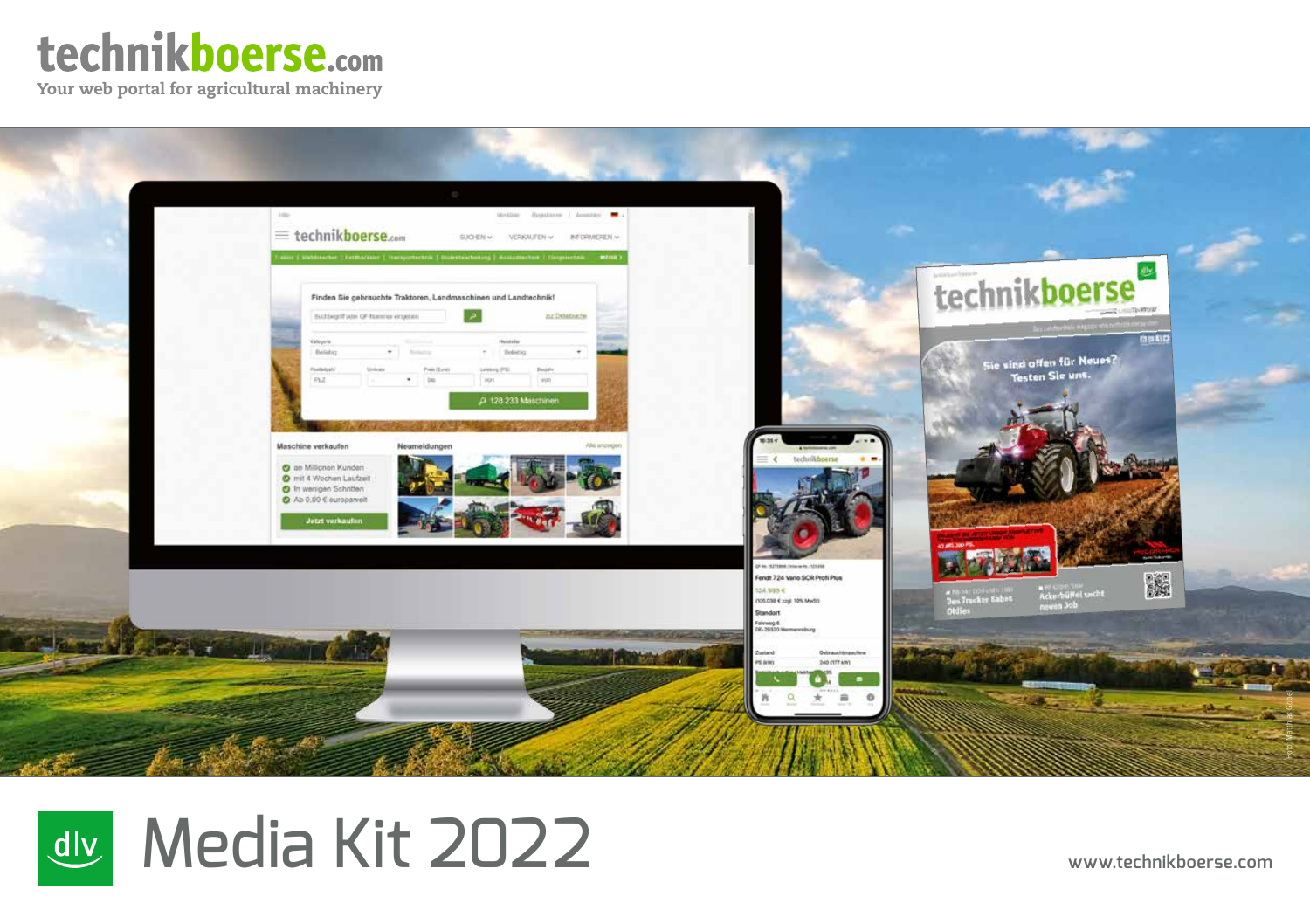# technikboerse.com

Your web portal for agricultural machinery

# Media Kit 2022

www.technikboerse.com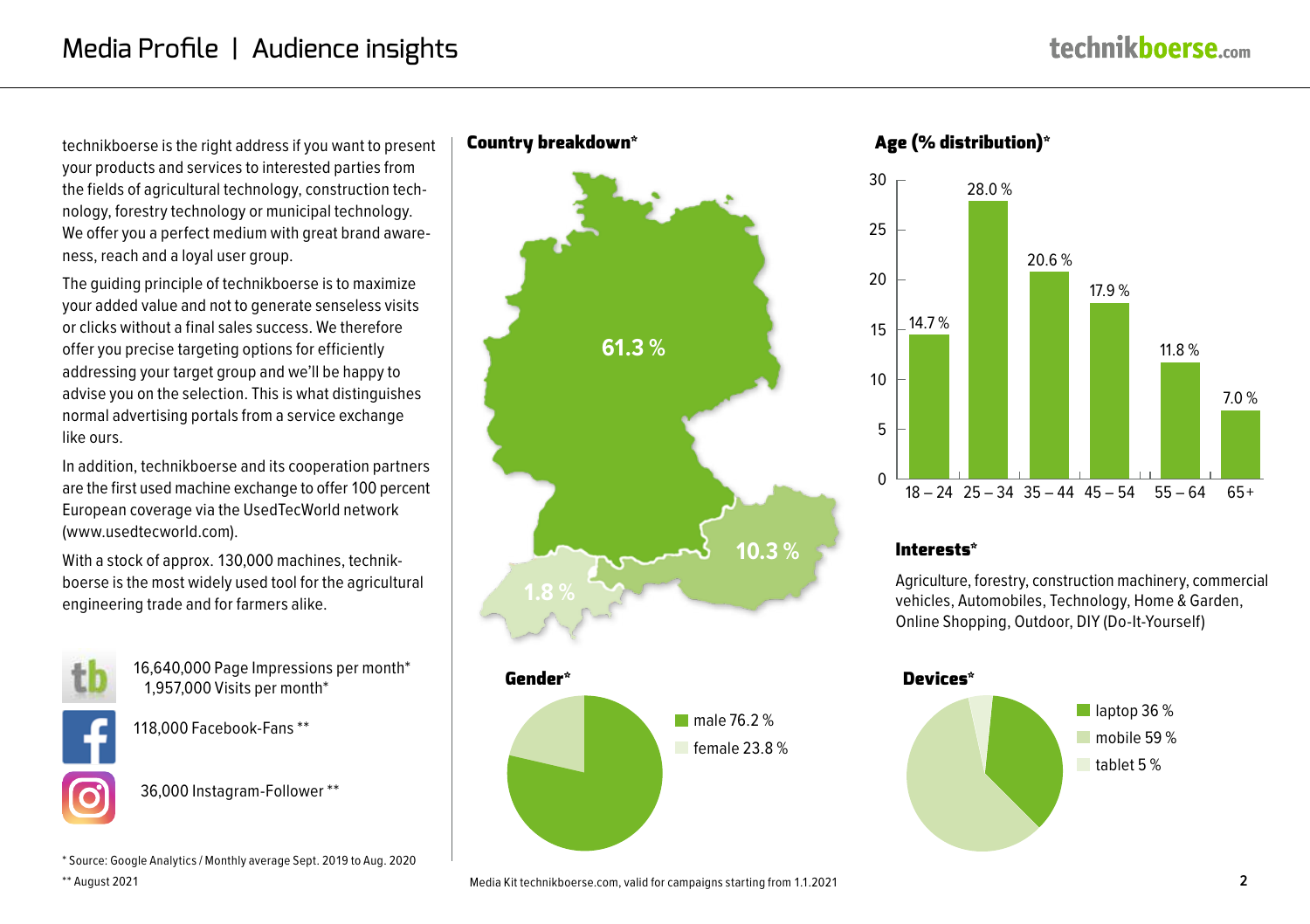# Media Profile | Audience insights

technikboerse is the right address if you want to present your products and services to interested parties from the fields of agricultural technology, construction technology, forestry technology or municipal technology. We offer you a perfect medium with great brand awareness, reach and a loyal user group.

The guiding principle of technikboerse is to maximize your added value and not to generate senseless visits or clicks without a final sales success. We therefore offer you precise targeting options for efficiently addressing your target group and we'll be happy to advise you on the selection. This is what distinguishes normal advertising portals from a service exchange like ours.

In addition, technikboerse and its cooperation partners are the first used machine exchange to offer 100 percent European coverage via the UsedTecWorld network (www.usedtecworld.com).

With a stock of approx. 130,000 machines, technikboerse is the most widely used tool for the agricultural engineering trade and for farmers alike.

16,640,000 Page Impressions per month*
1,957,000 Visits per month*

118,000 Facebook-Fans **

36,000 Instagram-Follower **

## Country breakdown*

| Country | Share |
|---|---|
| Germany | 61.3 % |
| Austria | 10.3 % |
| Switzerland | 1.8 % |

## Age (% distribution)*

| Age | % |
|---|---|
| 18 – 24 | 14.7 % |
| 25 – 34 | 28.0 % |
| 35 – 44 | 20.6 % |
| 45 – 54 | 17.9 % |
| 55 – 64 | 11.8 % |
| 65+ | 7.0 % |

## Interests*

Agriculture, forestry, construction machinery, commercial vehicles, Automobiles, Technology, Home & Garden, Online Shopping, Outdoor, DIY (Do-It-Yourself)

## Gender*

- male 76.2 %
- female 23.8 %

## Devices*

- laptop 36 %
- mobile 59 %
- tablet 5 %

\* Source: Google Analytics / Monthly average Sept. 2019 to Aug. 2020
** August 2021

Media Kit technikboerse.com, valid for campaigns starting from 1.1.2021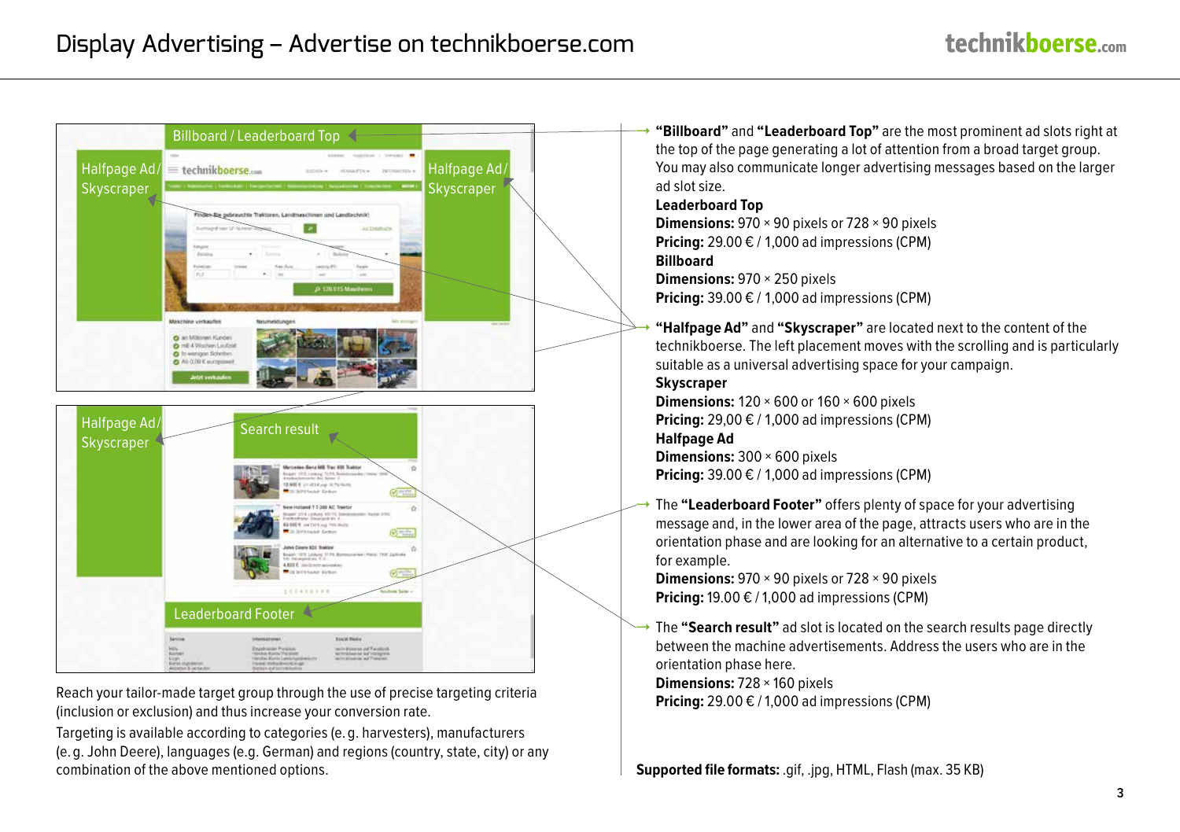# Display Advertising – Advertise on technikboerse.com

Reach your tailor-made target group through the use of precise targeting criteria (inclusion or exclusion) and thus increase your conversion rate.

Targeting is available according to categories (e. g. harvesters), manufacturers (e. g. John Deere), languages (e.g. German) and regions (country, state, city) or any combination of the above mentioned options.

→ **"Billboard"** and **"Leaderboard Top"** are the most prominent ad slots right at the top of the page generating a lot of attention from a broad target group. You may also communicate longer advertising messages based on the larger ad slot size.

**Leaderboard Top**
**Dimensions:** 970 × 90 pixels or 728 × 90 pixels
**Pricing:** 29.00 € / 1,000 ad impressions (CPM)

**Billboard**
**Dimensions:** 970 × 250 pixels
**Pricing:** 39.00 € / 1,000 ad impressions (CPM)

→ **"Halfpage Ad"** and **"Skyscraper"** are located next to the content of the technikboerse. The left placement moves with the scrolling and is particularly suitable as a universal advertising space for your campaign.

**Skyscraper**
**Dimensions:** 120 × 600 or 160 × 600 pixels
**Pricing:** 29,00 € / 1,000 ad impressions (CPM)

**Halfpage Ad**
**Dimensions:** 300 × 600 pixels
**Pricing:** 39.00 € / 1,000 ad impressions (CPM)

→ The **"Leaderboard Footer"** offers plenty of space for your advertising message and, in the lower area of the page, attracts users who are in the orientation phase and are looking for an alternative to a certain product, for example.

**Dimensions:** 970 × 90 pixels or 728 × 90 pixels
**Pricing:** 19.00 € / 1,000 ad impressions (CPM)

→ The **"Search result"** ad slot is located on the search results page directly between the machine advertisements. Address the users who are in the orientation phase here.

**Dimensions:** 728 × 160 pixels
**Pricing:** 29.00 € / 1,000 ad impressions (CPM)

**Supported file formats:** .gif, .jpg, HTML, Flash (max. 35 KB)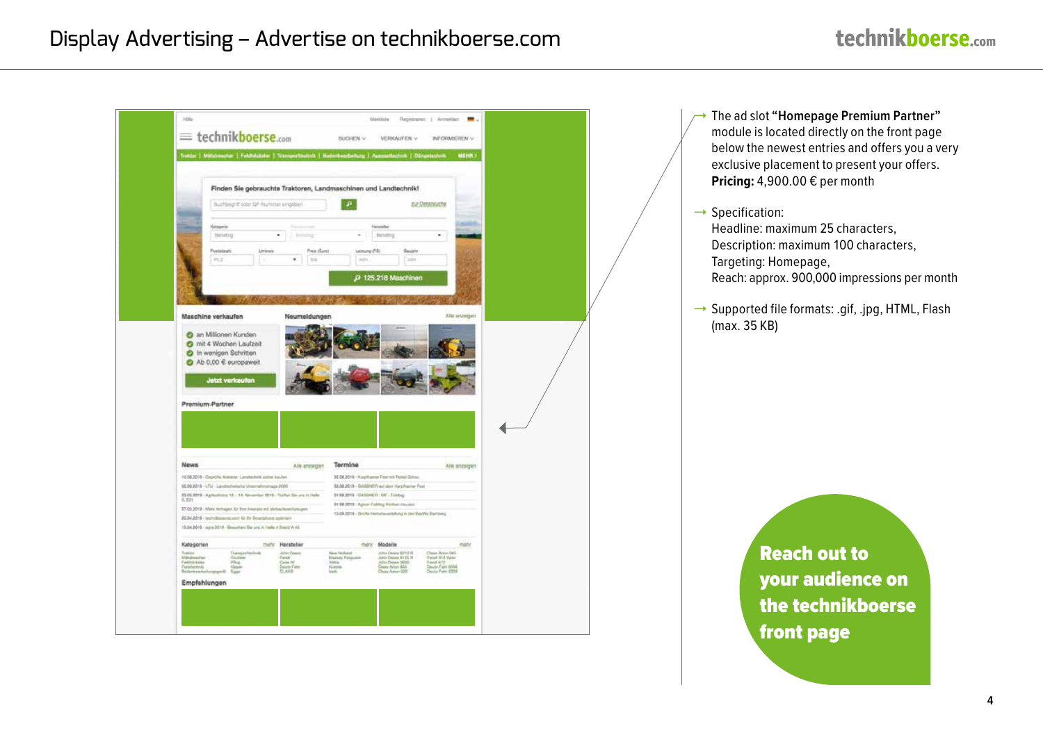# Display Advertising – Advertise on technikboerse.com

- The ad slot **"Homepage Premium Partner"** module is located directly on the front page below the newest entries and offers you a very exclusive placement to present your offers.
  **Pricing:** 4,900.00 € per month
- Specification:
  Headline: maximum 25 characters,
  Description: maximum 100 characters,
  Targeting: Homepage,
  Reach: approx. 900,000 impressions per month
- Supported file formats: .gif, .jpg, HTML, Flash (max. 35 KB)

**Reach out to your audience on the technikboerse front page**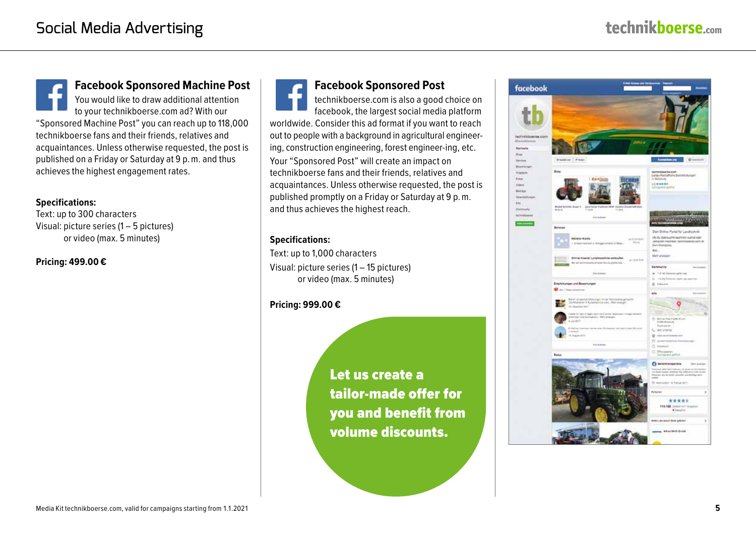# Social Media Advertising

## Facebook Sponsored Machine Post

You would like to draw additional attention to your technikboerse.com ad? With our "Sponsored Machine Post" you can reach up to 118,000 technikboerse fans and their friends, relatives and acquaintances. Unless otherwise requested, the post is published on a Friday or Saturday at 9 p. m. and thus achieves the highest engagement rates.

**Specifications:**
Text: up to 300 characters
Visual: picture series (1 – 5 pictures)
or video (max. 5 minutes)

**Pricing: 499.00 €**

## Facebook Sponsored Post

technikboerse.com is also a good choice on facebook, the largest social media platform worldwide. Consider this ad format if you want to reach out to people with a background in agricultural engineering, construction engineering, forest engineer-ing, etc.

Your "Sponsored Post" will create an impact on technikboerse fans and their friends, relatives and acquaintances. Unless otherwise requested, the post is published promptly on a Friday or Saturday at 9 p. m. and thus achieves the highest reach.

**Specifications:**
Text: up to 1,000 characters
Visual: picture series (1 – 15 pictures)
or video (max. 5 minutes)

**Pricing: 999.00 €**

**Let us create a tailor-made offer for you and benefit from volume discounts.**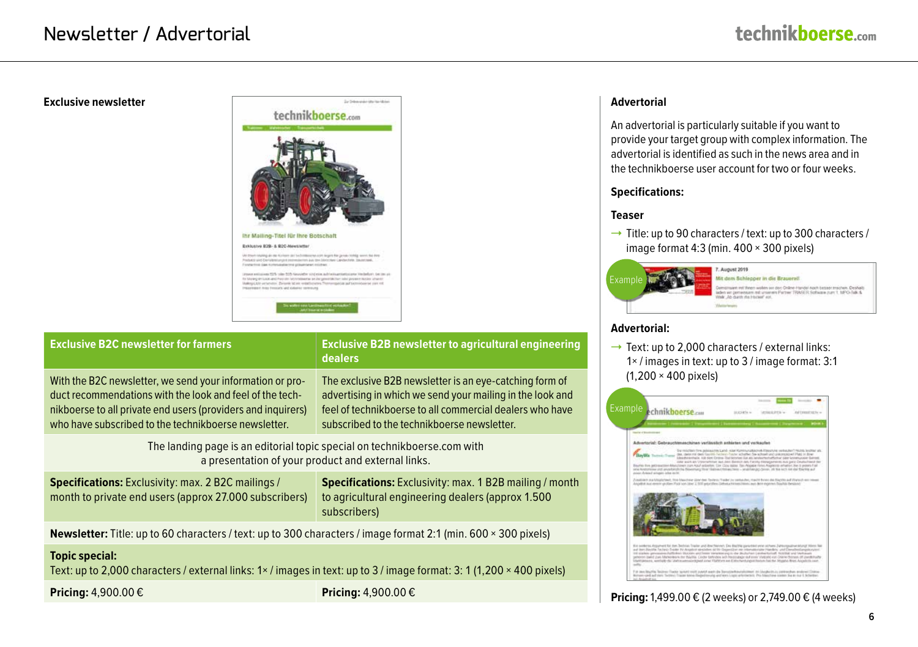## Exclusive newsletter

| Exclusive B2C newsletter for farmers | Exclusive B2B newsletter to agricultural engineering dealers |
|---|---|
| With the B2C newsletter, we send your information or product recommendations with the look and feel of the technikboerse to all private end users (providers and inquirers) who have subscribed to the technikboerse newsletter. | The exclusive B2B newsletter is an eye-catching form of advertising in which we send your mailing in the look and feel of technikboerse to all commercial dealers who have subscribed to the technikboerse newsletter. |
| The landing page is an editorial topic special on technikboerse.com with a presentation of your product and external links. | |
| **Specifications:** Exclusivity: max. 2 B2C mailings / month to private end users (approx 27.000 subscribers) | **Specifications:** Exclusivity: max. 1 B2B mailing / month to agricultural engineering dealers (approx 1.500 subscribers) |
| **Newsletter:** Title: up to 60 characters / text: up to 300 characters / image format 2:1 (min. 600 × 300 pixels) | |
| **Topic special:** Text: up to 2,000 characters / external links: 1× / images in text: up to 3 / image format: 3: 1 (1,200 × 400 pixels) | |
| **Pricing:** 4,900.00 € | **Pricing:** 4,900.00 € |

## Advertorial

An advertorial is particularly suitable if you want to provide your target group with complex information. The advertorial is identified as such in the news area and in the technikboerse user account for two or four weeks.

**Specifications:**

**Teaser**

→ Title: up to 90 characters / text: up to 300 characters / image format 4:3 (min. 400 × 300 pixels)

Example

**Advertorial:**

→ Text: up to 2,000 characters / external links: 1× / images in text: up to 3 / image format: 3:1 (1,200 × 400 pixels)

Example

**Pricing:** 1,499.00 € (2 weeks) or 2,749.00 € (4 weeks)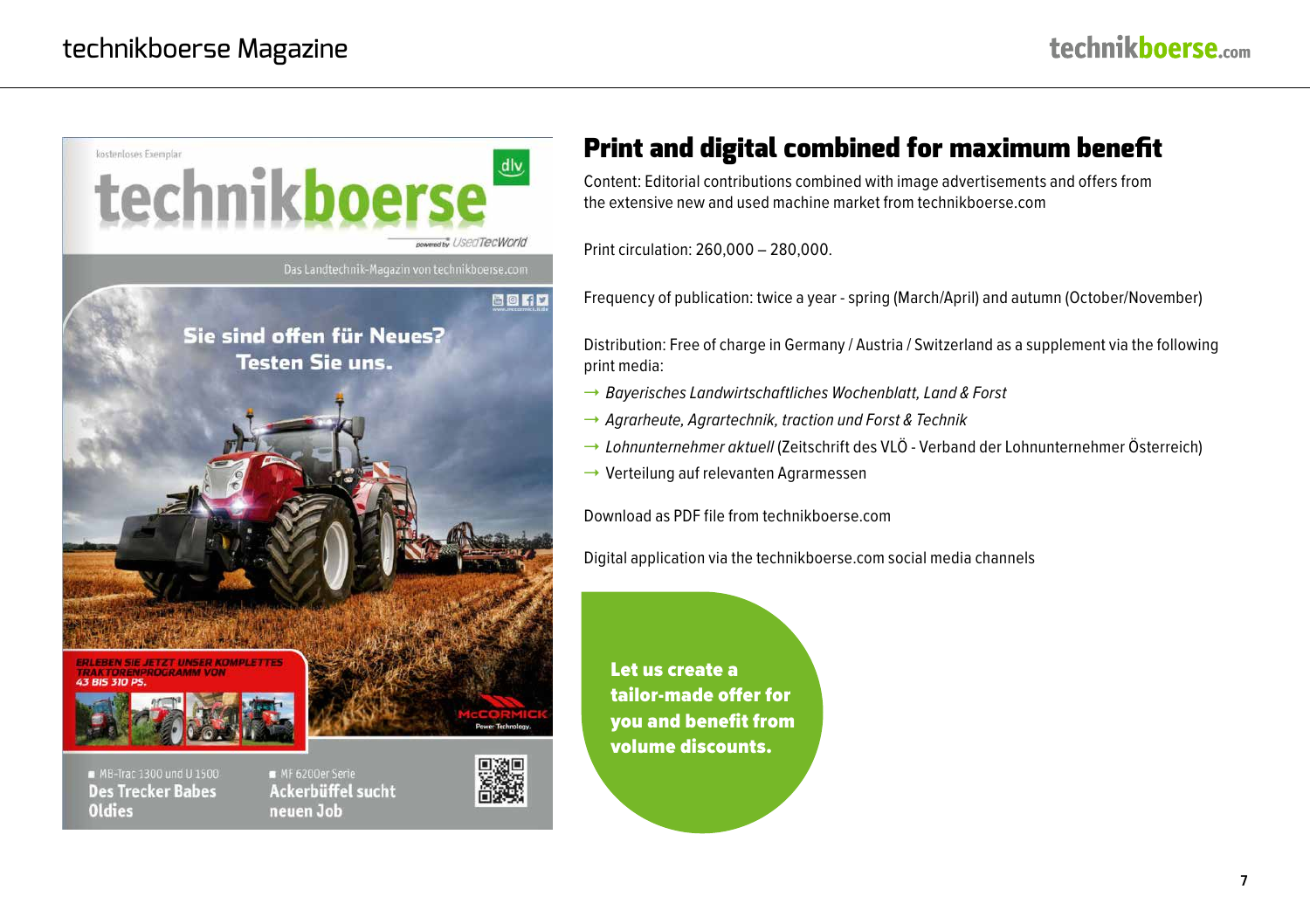## Print and digital combined for maximum benefit

Content: Editorial contributions combined with image advertisements and offers from the extensive new and used machine market from technikboerse.com

Print circulation: 260,000 – 280,000.

Frequency of publication: twice a year - spring (March/April) and autumn (October/November)

Distribution: Free of charge in Germany / Austria / Switzerland as a supplement via the following print media:

- → *Bayerisches Landwirtschaftliches Wochenblatt, Land & Forst*
- → *Agrarheute, Agrartechnik, traction und Forst & Technik*
- → *Lohnunternehmer aktuell* (Zeitschrift des VLÖ - Verband der Lohnunternehmer Österreich)
- → Verteilung auf relevanten Agrarmessen

Download as PDF file from technikboerse.com

Digital application via the technikboerse.com social media channels

**Let us create a tailor-made offer for you and benefit from volume discounts.**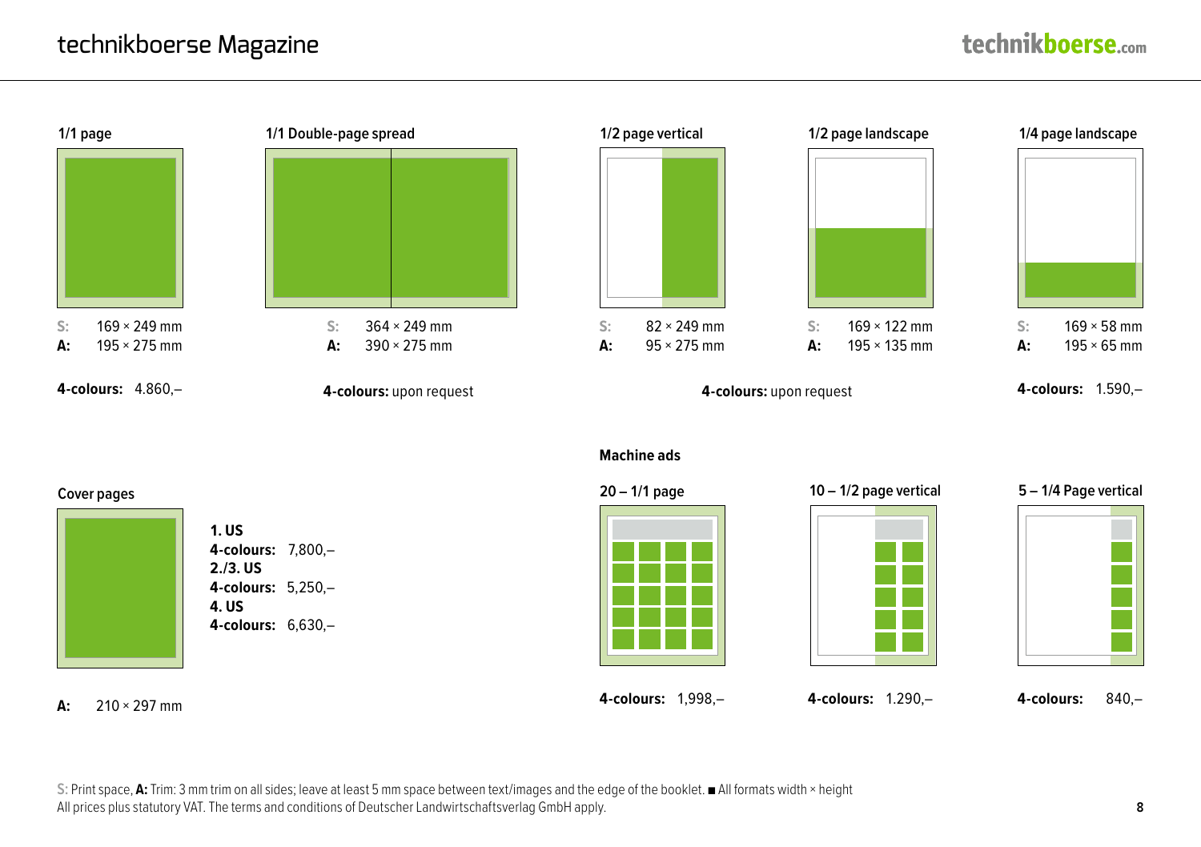# technikboerse Magazine

### 1/1 page

**S:** 169 × 249 mm
**A:** 195 × 275 mm

**4-colours:** 4.860,–

### 1/1 Double-page spread

**S:** 364 × 249 mm
**A:** 390 × 275 mm

**4-colours:** upon request

### 1/2 page vertical

**S:** 82 × 249 mm
**A:** 95 × 275 mm

### 1/2 page landscape

**S:** 169 × 122 mm
**A:** 195 × 135 mm

**4-colours:** upon request

### 1/4 page landscape

**S:** 169 × 58 mm
**A:** 195 × 65 mm

**4-colours:** 1.590,–

### Cover pages

**1. US**
**4-colours:** 7,800,–
**2./3. US**
**4-colours:** 5,250,–
**4. US**
**4-colours:** 6,630,–

**A:** 210 × 297 mm

### Machine ads

**20 – 1/1 page**

**4-colours:** 1,998,–

**10 – 1/2 page vertical**

**4-colours:** 1.290,–

**5 – 1/4 Page vertical**

**4-colours:** 840,–

**S:** Print space, **A:** Trim: 3 mm trim on all sides; leave at least 5 mm space between text/images and the edge of the booklet. ■ All formats width × height
All prices plus statutory VAT. The terms and conditions of Deutscher Landwirtschaftsverlag GmbH apply.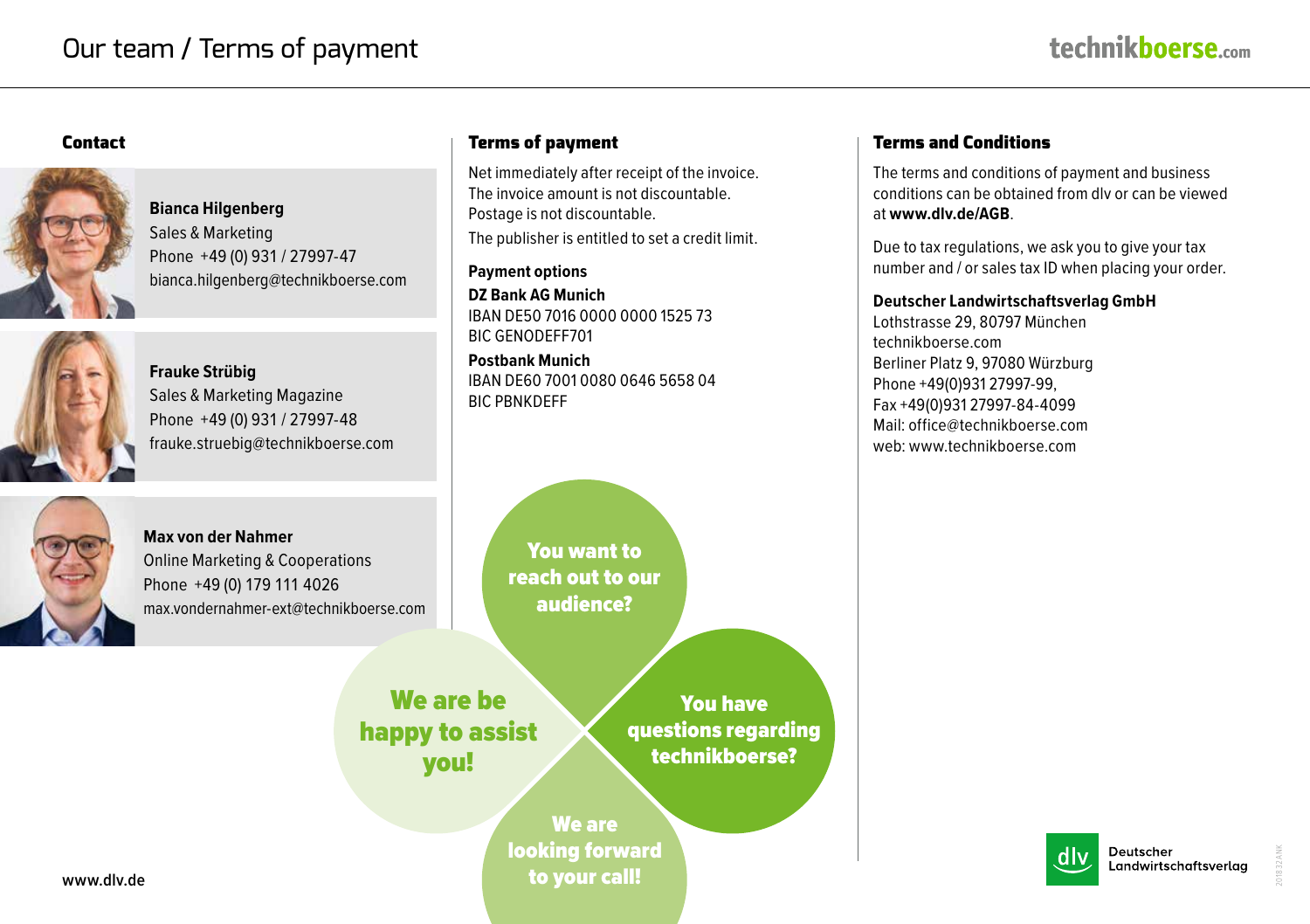# Our team / Terms of payment

technikboerse.com

## Contact

**Bianca Hilgenberg**
Sales & Marketing
Phone +49 (0) 931 / 27997-47
bianca.hilgenberg@technikboerse.com

**Frauke Strübig**
Sales & Marketing Magazine
Phone +49 (0) 931 / 27997-48
frauke.struebig@technikboerse.com

**Max von der Nahmer**
Online Marketing & Cooperations
Phone +49 (0) 179 111 4026
max.vondernahmer-ext@technikboerse.com

## Terms of payment

Net immediately after receipt of the invoice.
The invoice amount is not discountable.
Postage is not discountable.

The publisher is entitled to set a credit limit.

**Payment options**

**DZ Bank AG Munich**
IBAN DE50 7016 0000 0000 1525 73
BIC GENODEFF701

**Postbank Munich**
IBAN DE60 7001 0080 0646 5658 04
BIC PBNKDEFF

You want to reach out to our audience?

You have questions regarding technikboerse?

We are be happy to assist you!

We are looking forward to your call!

## Terms and Conditions

The terms and conditions of payment and business conditions can be obtained from dlv or can be viewed at **www.dlv.de/AGB**.

Due to tax regulations, we ask you to give your tax number and / or sales tax ID when placing your order.

**Deutscher Landwirtschaftsverlag GmbH**
Lothstrasse 29, 80797 München
technikboerse.com
Berliner Platz 9, 97080 Würzburg
Phone +49(0)931 27997-99,
Fax +49(0)931 27997-84-4099
Mail: office@technikboerse.com
web: www.technikboerse.com

www.dlv.de

dlv Deutscher Landwirtschaftsverlag